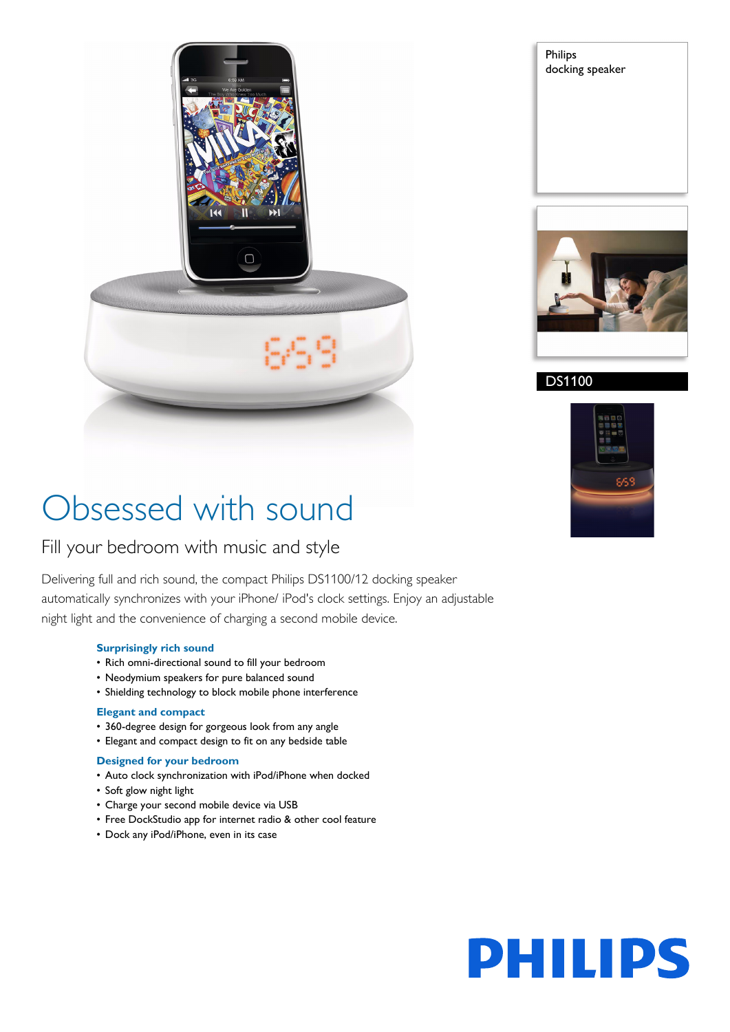Philips
docking speaker

DS1100

# Obsessed with sound

## Fill your bedroom with music and style

Delivering full and rich sound, the compact Philips DS1100/12 docking speaker automatically synchronizes with your iPhone/ iPod's clock settings. Enjoy an adjustable night light and the convenience of charging a second mobile device.

### Surprisingly rich sound

- Rich omni-directional sound to fill your bedroom
- Neodymium speakers for pure balanced sound
- Shielding technology to block mobile phone interference

### Elegant and compact

- 360-degree design for gorgeous look from any angle
- Elegant and compact design to fit on any bedside table

### Designed for your bedroom

- Auto clock synchronization with iPod/iPhone when docked
- Soft glow night light
- Charge your second mobile device via USB
- Free DockStudio app for internet radio & other cool feature
- Dock any iPod/iPhone, even in its case

PHILIPS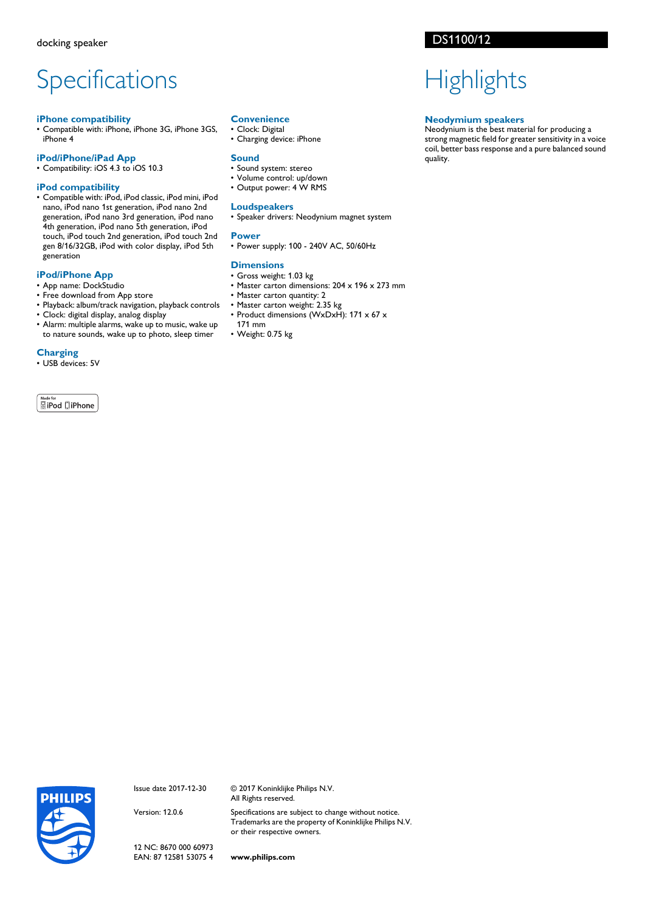docking speaker

DS1100/12

# Specifications

### iPhone compatibility
- Compatible with: iPhone, iPhone 3G, iPhone 3GS, iPhone 4

### iPod/iPhone/iPad App
- Compatibility: iOS 4.3 to iOS 10.3

### iPod compatibility
- Compatible with: iPod, iPod classic, iPod mini, iPod nano, iPod nano 1st generation, iPod nano 2nd generation, iPod nano 3rd generation, iPod nano 4th generation, iPod nano 5th generation, iPod touch, iPod touch 2nd generation, iPod touch 2nd gen 8/16/32GB, iPod with color display, iPod 5th generation

### iPod/iPhone App
- App name: DockStudio
- Free download from App store
- Playback: album/track navigation, playback controls
- Clock: digital display, analog display
- Alarm: multiple alarms, wake up to music, wake up to nature sounds, wake up to photo, sleep timer

### Charging
- USB devices: 5V

Made for iPod iPhone

### Convenience
- Clock: Digital
- Charging device: iPhone

### Sound
- Sound system: stereo
- Volume control: up/down
- Output power: 4 W RMS

### Loudspeakers
- Speaker drivers: Neodymium magnet system

### Power
- Power supply: 100 - 240V AC, 50/60Hz

### Dimensions
- Gross weight: 1.03 kg
- Master carton dimensions: 204 x 196 x 273 mm
- Master carton quantity: 2
- Master carton weight: 2.35 kg
- Product dimensions (WxDxH): 171 x 67 x 171 mm
- Weight: 0.75 kg

# Highlights

### Neodymium speakers
Neodymium is the best material for producing a strong magnetic field for greater sensitivity in a voice coil, better bass response and a pure balanced sound quality.

Issue date 2017-12-30

Version: 12.0.6

12 NC: 8670 000 60973
EAN: 87 12581 53075 4

© 2017 Koninklijke Philips N.V.
All Rights reserved.

Specifications are subject to change without notice. Trademarks are the property of Koninklijke Philips N.V. or their respective owners.

**www.philips.com**